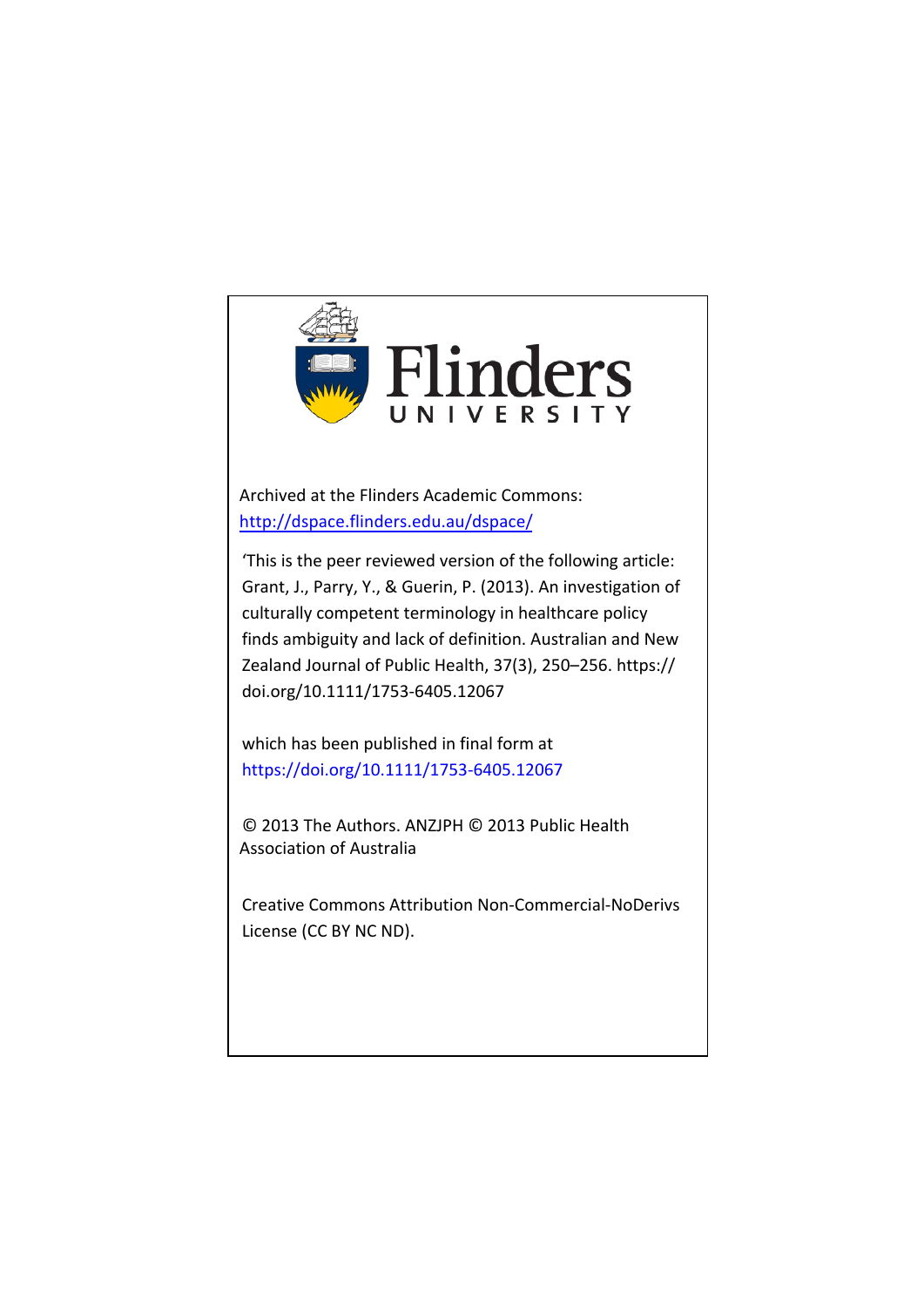Flinders UNIVERSITY

Archived at the Flinders Academic Commons:
http://dspace.flinders.edu.au/dspace/

'This is the peer reviewed version of the following article: Grant, J., Parry, Y., & Guerin, P. (2013). An investigation of culturally competent terminology in healthcare policy finds ambiguity and lack of definition. Australian and New Zealand Journal of Public Health, 37(3), 250–256. https://doi.org/10.1111/1753-6405.12067

which has been published in final form at
https://doi.org/10.1111/1753-6405.12067

© 2013 The Authors. ANZJPH © 2013 Public Health Association of Australia

Creative Commons Attribution Non-Commercial-NoDerivs License (CC BY NC ND).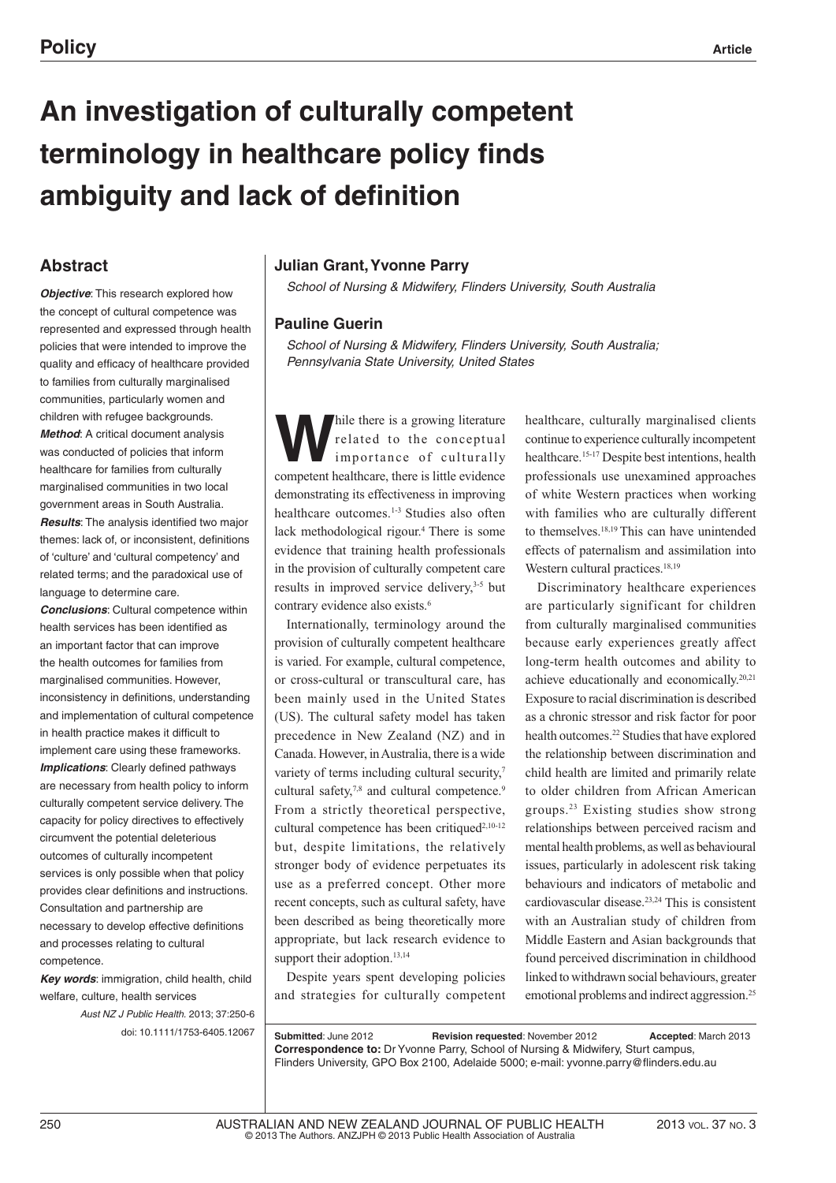# An investigation of culturally competent terminology in healthcare policy finds ambiguity and lack of definition

## Abstract

***Objective***: This research explored how the concept of cultural competence was represented and expressed through health policies that were intended to improve the quality and efficacy of healthcare provided to families from culturally marginalised communities, particularly women and children with refugee backgrounds.

***Method***: A critical document analysis was conducted of policies that inform healthcare for families from culturally marginalised communities in two local government areas in South Australia.

***Results***: The analysis identified two major themes: lack of, or inconsistent, definitions of 'culture' and 'cultural competency' and related terms; and the paradoxical use of language to determine care.

***Conclusions***: Cultural competence within health services has been identified as an important factor that can improve the health outcomes for families from marginalised communities. However, inconsistency in definitions, understanding and implementation of cultural competence in health practice makes it difficult to implement care using these frameworks.

***Implications***: Clearly defined pathways are necessary from health policy to inform culturally competent service delivery. The capacity for policy directives to effectively circumvent the potential deleterious outcomes of culturally incompetent services is only possible when that policy provides clear definitions and instructions. Consultation and partnership are necessary to develop effective definitions and processes relating to cultural competence.

***Key words***: immigration, child health, child welfare, culture, health services

*Aust NZ J Public Health.* 2013; 37:250-6
doi: 10.1111/1753-6405.12067

**Julian Grant, Yvonne Parry**

*School of Nursing & Midwifery, Flinders University, South Australia*

**Pauline Guerin**

*School of Nursing & Midwifery, Flinders University, South Australia; Pennsylvania State University, United States*

While there is a growing literature related to the conceptual importance of culturally competent healthcare, there is little evidence demonstrating its effectiveness in improving healthcare outcomes.[1-3] Studies also often lack methodological rigour.[4] There is some evidence that training health professionals in the provision of culturally competent care results in improved service delivery,[3-5] but contrary evidence also exists.[6]

Internationally, terminology around the provision of culturally competent healthcare is varied. For example, cultural competence, or cross-cultural or transcultural care, has been mainly used in the United States (US). The cultural safety model has taken precedence in New Zealand (NZ) and in Canada. However, in Australia, there is a wide variety of terms including cultural security,[7] cultural safety,[7,8] and cultural competence.[9] From a strictly theoretical perspective, cultural competence has been critiqued[2,10-12] but, despite limitations, the relatively stronger body of evidence perpetuates its use as a preferred concept. Other more recent concepts, such as cultural safety, have been described as being theoretically more appropriate, but lack research evidence to support their adoption.[13,14]

Despite years spent developing policies and strategies for culturally competent healthcare, culturally marginalised clients continue to experience culturally incompetent healthcare.[15-17] Despite best intentions, health professionals use unexamined approaches of white Western practices when working with families who are culturally different to themselves.[18,19] This can have unintended effects of paternalism and assimilation into Western cultural practices.[18,19]

Discriminatory healthcare experiences are particularly significant for children from culturally marginalised communities because early experiences greatly affect long-term health outcomes and ability to achieve educationally and economically.[20,21] Exposure to racial discrimination is described as a chronic stressor and risk factor for poor health outcomes.[22] Studies that have explored the relationship between discrimination and child health are limited and primarily relate to older children from African American groups.[23] Existing studies show strong relationships between perceived racism and mental health problems, as well as behavioural issues, particularly in adolescent risk taking behaviours and indicators of metabolic and cardiovascular disease.[23,24] This is consistent with an Australian study of children from Middle Eastern and Asian backgrounds that found perceived discrimination in childhood linked to withdrawn social behaviours, greater emotional problems and indirect aggression.[25]

**Submitted**: June 2012 **Revision requested**: November 2012 **Accepted**: March 2013
**Correspondence to:** Dr Yvonne Parry, School of Nursing & Midwifery, Sturt campus, Flinders University, GPO Box 2100, Adelaide 5000; e-mail: yvonne.parry@flinders.edu.au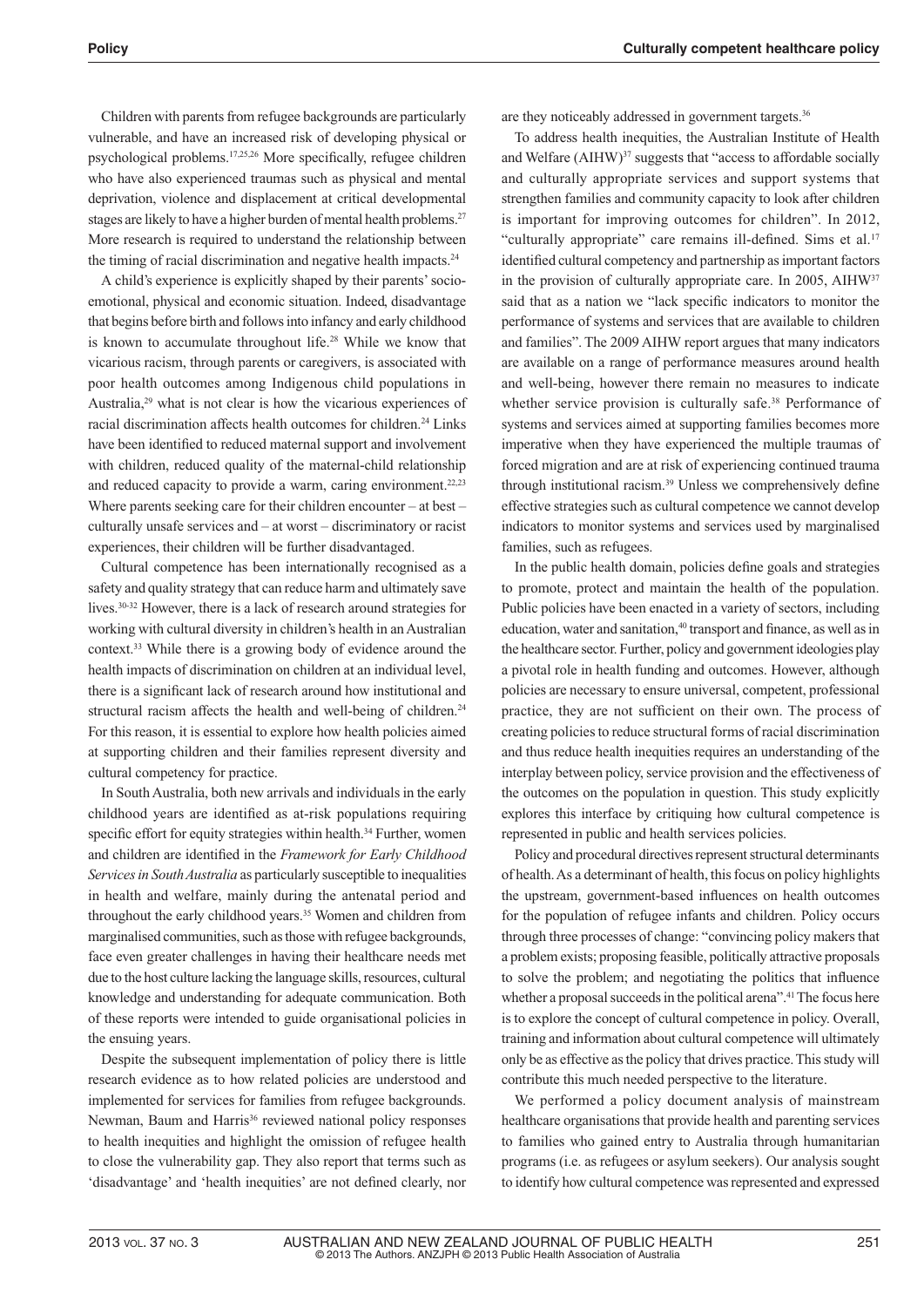Children with parents from refugee backgrounds are particularly vulnerable, and have an increased risk of developing physical or psychological problems.[17,25,26] More specifically, refugee children who have also experienced traumas such as physical and mental deprivation, violence and displacement at critical developmental stages are likely to have a higher burden of mental health problems.[27] More research is required to understand the relationship between the timing of racial discrimination and negative health impacts.[24]

A child's experience is explicitly shaped by their parents' socio-emotional, physical and economic situation. Indeed, disadvantage that begins before birth and follows into infancy and early childhood is known to accumulate throughout life.[28] While we know that vicarious racism, through parents or caregivers, is associated with poor health outcomes among Indigenous child populations in Australia,[29] what is not clear is how the vicarious experiences of racial discrimination affects health outcomes for children.[24] Links have been identified to reduced maternal support and involvement with children, reduced quality of the maternal-child relationship and reduced capacity to provide a warm, caring environment.[22,23] Where parents seeking care for their children encounter – at best – culturally unsafe services and – at worst – discriminatory or racist experiences, their children will be further disadvantaged.

Cultural competence has been internationally recognised as a safety and quality strategy that can reduce harm and ultimately save lives.[30-32] However, there is a lack of research around strategies for working with cultural diversity in children's health in an Australian context.[33] While there is a growing body of evidence around the health impacts of discrimination on children at an individual level, there is a significant lack of research around how institutional and structural racism affects the health and well-being of children.[24] For this reason, it is essential to explore how health policies aimed at supporting children and their families represent diversity and cultural competency for practice.

In South Australia, both new arrivals and individuals in the early childhood years are identified as at-risk populations requiring specific effort for equity strategies within health.[34] Further, women and children are identified in the *Framework for Early Childhood Services in South Australia* as particularly susceptible to inequalities in health and welfare, mainly during the antenatal period and throughout the early childhood years.[35] Women and children from marginalised communities, such as those with refugee backgrounds, face even greater challenges in having their healthcare needs met due to the host culture lacking the language skills, resources, cultural knowledge and understanding for adequate communication. Both of these reports were intended to guide organisational policies in the ensuing years.

Despite the subsequent implementation of policy there is little research evidence as to how related policies are understood and implemented for services for families from refugee backgrounds. Newman, Baum and Harris[36] reviewed national policy responses to health inequities and highlight the omission of refugee health to close the vulnerability gap. They also report that terms such as 'disadvantage' and 'health inequities' are not defined clearly, nor are they noticeably addressed in government targets.[36]

To address health inequities, the Australian Institute of Health and Welfare (AIHW)[37] suggests that "access to affordable socially and culturally appropriate services and support systems that strengthen families and community capacity to look after children is important for improving outcomes for children". In 2012, "culturally appropriate" care remains ill-defined. Sims et al.[17] identified cultural competency and partnership as important factors in the provision of culturally appropriate care. In 2005, AIHW[37] said that as a nation we "lack specific indicators to monitor the performance of systems and services that are available to children and families". The 2009 AIHW report argues that many indicators are available on a range of performance measures around health and well-being, however there remain no measures to indicate whether service provision is culturally safe.[38] Performance of systems and services aimed at supporting families becomes more imperative when they have experienced the multiple traumas of forced migration and are at risk of experiencing continued trauma through institutional racism.[39] Unless we comprehensively define effective strategies such as cultural competence we cannot develop indicators to monitor systems and services used by marginalised families, such as refugees.

In the public health domain, policies define goals and strategies to promote, protect and maintain the health of the population. Public policies have been enacted in a variety of sectors, including education, water and sanitation,[40] transport and finance, as well as in the healthcare sector. Further, policy and government ideologies play a pivotal role in health funding and outcomes. However, although policies are necessary to ensure universal, competent, professional practice, they are not sufficient on their own. The process of creating policies to reduce structural forms of racial discrimination and thus reduce health inequities requires an understanding of the interplay between policy, service provision and the effectiveness of the outcomes on the population in question. This study explicitly explores this interface by critiquing how cultural competence is represented in public and health services policies.

Policy and procedural directives represent structural determinants of health. As a determinant of health, this focus on policy highlights the upstream, government-based influences on health outcomes for the population of refugee infants and children. Policy occurs through three processes of change: "convincing policy makers that a problem exists; proposing feasible, politically attractive proposals to solve the problem; and negotiating the politics that influence whether a proposal succeeds in the political arena".[41] The focus here is to explore the concept of cultural competence in policy. Overall, training and information about cultural competence will ultimately only be as effective as the policy that drives practice. This study will contribute this much needed perspective to the literature.

We performed a policy document analysis of mainstream healthcare organisations that provide health and parenting services to families who gained entry to Australia through humanitarian programs (i.e. as refugees or asylum seekers). Our analysis sought to identify how cultural competence was represented and expressed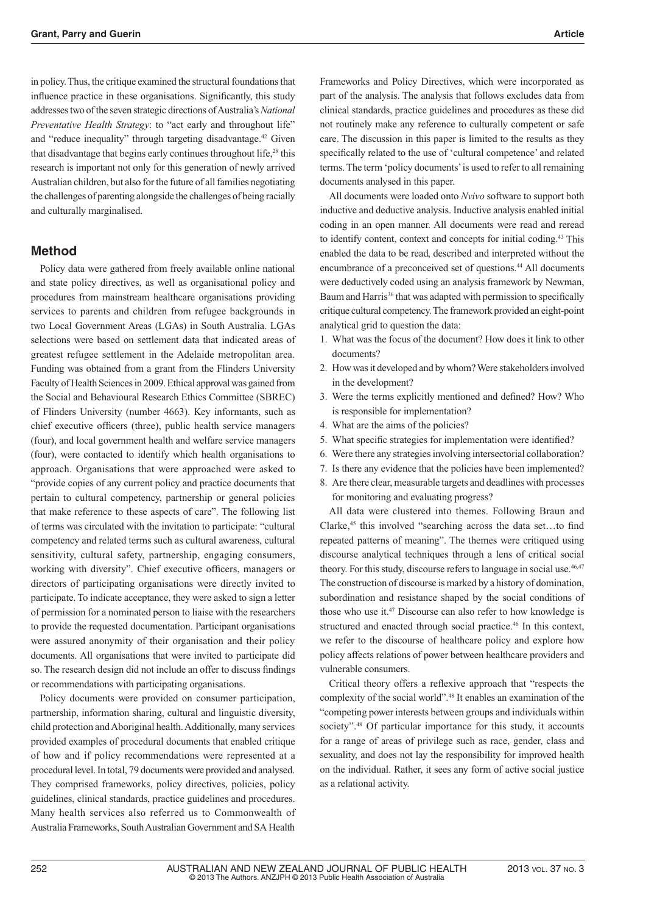in policy. Thus, the critique examined the structural foundations that influence practice in these organisations. Significantly, this study addresses two of the seven strategic directions of Australia's *National Preventative Health Strategy*: to "act early and throughout life" and "reduce inequality" through targeting disadvantage.[42] Given that disadvantage that begins early continues throughout life,[28] this research is important not only for this generation of newly arrived Australian children, but also for the future of all families negotiating the challenges of parenting alongside the challenges of being racially and culturally marginalised.

## Method

Policy data were gathered from freely available online national and state policy directives, as well as organisational policy and procedures from mainstream healthcare organisations providing services to parents and children from refugee backgrounds in two Local Government Areas (LGAs) in South Australia. LGAs selections were based on settlement data that indicated areas of greatest refugee settlement in the Adelaide metropolitan area. Funding was obtained from a grant from the Flinders University Faculty of Health Sciences in 2009. Ethical approval was gained from the Social and Behavioural Research Ethics Committee (SBREC) of Flinders University (number 4663). Key informants, such as chief executive officers (three), public health service managers (four), and local government health and welfare service managers (four), were contacted to identify which health organisations to approach. Organisations that were approached were asked to "provide copies of any current policy and practice documents that pertain to cultural competency, partnership or general policies that make reference to these aspects of care". The following list of terms was circulated with the invitation to participate: "cultural competency and related terms such as cultural awareness, cultural sensitivity, cultural safety, partnership, engaging consumers, working with diversity". Chief executive officers, managers or directors of participating organisations were directly invited to participate. To indicate acceptance, they were asked to sign a letter of permission for a nominated person to liaise with the researchers to provide the requested documentation. Participant organisations were assured anonymity of their organisation and their policy documents. All organisations that were invited to participate did so. The research design did not include an offer to discuss findings or recommendations with participating organisations.

Policy documents were provided on consumer participation, partnership, information sharing, cultural and linguistic diversity, child protection and Aboriginal health. Additionally, many services provided examples of procedural documents that enabled critique of how and if policy recommendations were represented at a procedural level. In total, 79 documents were provided and analysed. They comprised frameworks, policy directives, policies, policy guidelines, clinical standards, practice guidelines and procedures. Many health services also referred us to Commonwealth of Australia Frameworks, South Australian Government and SA Health Frameworks and Policy Directives, which were incorporated as part of the analysis. The analysis that follows excludes data from clinical standards, practice guidelines and procedures as these did not routinely make any reference to culturally competent or safe care. The discussion in this paper is limited to the results as they specifically related to the use of 'cultural competence' and related terms. The term 'policy documents' is used to refer to all remaining documents analysed in this paper.

All documents were loaded onto *Nvivo* software to support both inductive and deductive analysis. Inductive analysis enabled initial coding in an open manner. All documents were read and reread to identify content, context and concepts for initial coding.[43] This enabled the data to be read, described and interpreted without the encumbrance of a preconceived set of questions.[44] All documents were deductively coded using an analysis framework by Newman, Baum and Harris[36] that was adapted with permission to specifically critique cultural competency. The framework provided an eight-point analytical grid to question the data:

1. What was the focus of the document? How does it link to other documents?
2. How was it developed and by whom? Were stakeholders involved in the development?
3. Were the terms explicitly mentioned and defined? How? Who is responsible for implementation?
4. What are the aims of the policies?
5. What specific strategies for implementation were identified?
6. Were there any strategies involving intersectorial collaboration?
7. Is there any evidence that the policies have been implemented?
8. Are there clear, measurable targets and deadlines with processes for monitoring and evaluating progress?

All data were clustered into themes. Following Braun and Clarke,[45] this involved "searching across the data set…to find repeated patterns of meaning". The themes were critiqued using discourse analytical techniques through a lens of critical social theory. For this study, discourse refers to language in social use.[46,47] The construction of discourse is marked by a history of domination, subordination and resistance shaped by the social conditions of those who use it.[47] Discourse can also refer to how knowledge is structured and enacted through social practice.[46] In this context, we refer to the discourse of healthcare policy and explore how policy affects relations of power between healthcare providers and vulnerable consumers.

Critical theory offers a reflexive approach that "respects the complexity of the social world".[48] It enables an examination of the "competing power interests between groups and individuals within society".[48] Of particular importance for this study, it accounts for a range of areas of privilege such as race, gender, class and sexuality, and does not lay the responsibility for improved health on the individual. Rather, it sees any form of active social justice as a relational activity.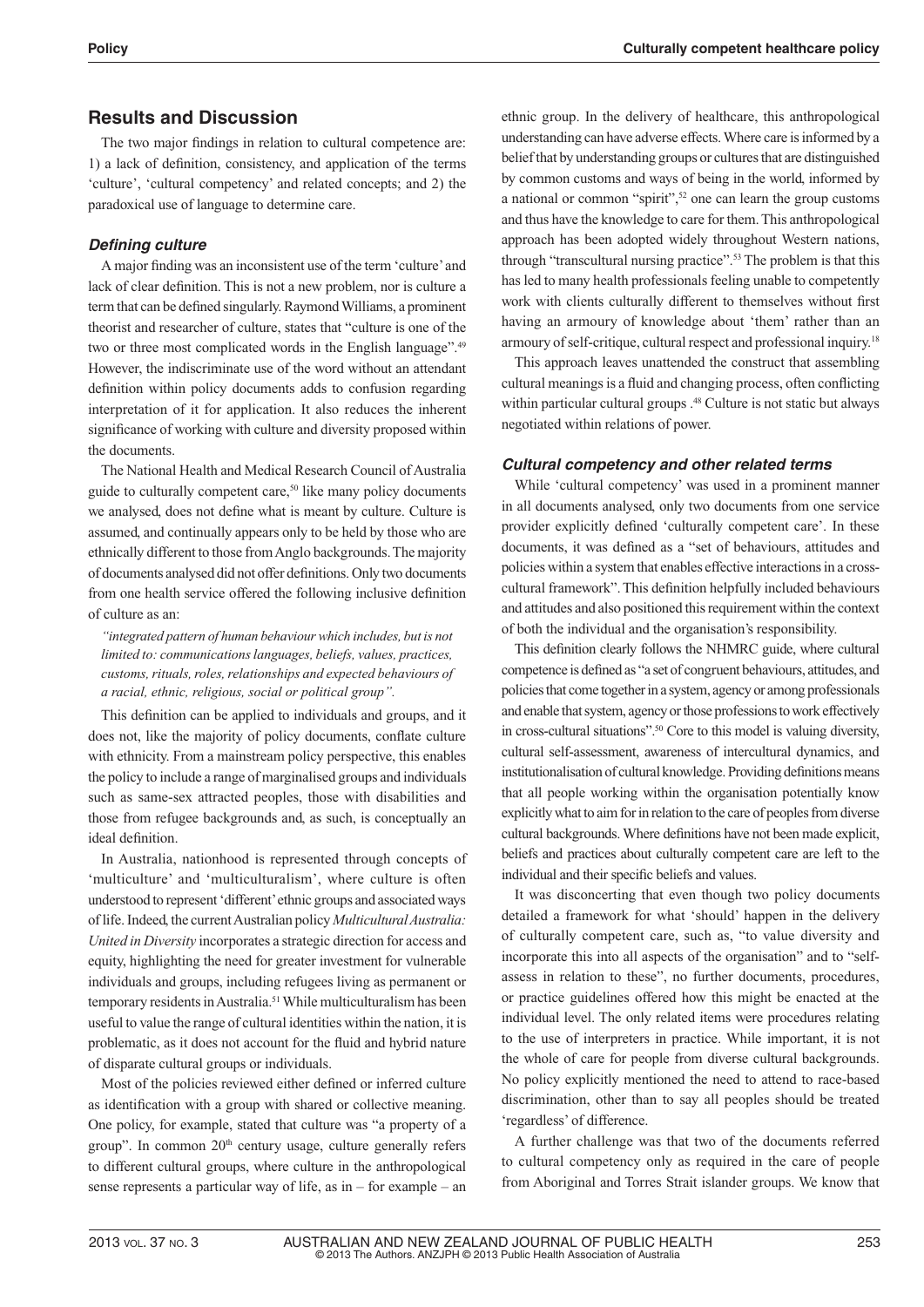## Results and Discussion

The two major findings in relation to cultural competence are: 1) a lack of definition, consistency, and application of the terms 'culture', 'cultural competency' and related concepts; and 2) the paradoxical use of language to determine care.

### *Defining culture*

A major finding was an inconsistent use of the term 'culture' and lack of clear definition. This is not a new problem, nor is culture a term that can be defined singularly. Raymond Williams, a prominent theorist and researcher of culture, states that "culture is one of the two or three most complicated words in the English language".[49] However, the indiscriminate use of the word without an attendant definition within policy documents adds to confusion regarding interpretation of it for application. It also reduces the inherent significance of working with culture and diversity proposed within the documents.

The National Health and Medical Research Council of Australia guide to culturally competent care,[50] like many policy documents we analysed, does not define what is meant by culture. Culture is assumed, and continually appears only to be held by those who are ethnically different to those from Anglo backgrounds. The majority of documents analysed did not offer definitions. Only two documents from one health service offered the following inclusive definition of culture as an:

> *"integrated pattern of human behaviour which includes, but is not limited to: communications languages, beliefs, values, practices, customs, rituals, roles, relationships and expected behaviours of a racial, ethnic, religious, social or political group".*

This definition can be applied to individuals and groups, and it does not, like the majority of policy documents, conflate culture with ethnicity. From a mainstream policy perspective, this enables the policy to include a range of marginalised groups and individuals such as same-sex attracted peoples, those with disabilities and those from refugee backgrounds and, as such, is conceptually an ideal definition.

In Australia, nationhood is represented through concepts of 'multiculture' and 'multiculturalism', where culture is often understood to represent 'different' ethnic groups and associated ways of life. Indeed, the current Australian policy *Multicultural Australia: United in Diversity* incorporates a strategic direction for access and equity, highlighting the need for greater investment for vulnerable individuals and groups, including refugees living as permanent or temporary residents in Australia.[51] While multiculturalism has been useful to value the range of cultural identities within the nation, it is problematic, as it does not account for the fluid and hybrid nature of disparate cultural groups or individuals.

Most of the policies reviewed either defined or inferred culture as identification with a group with shared or collective meaning. One policy, for example, stated that culture was "a property of a group". In common 20th century usage, culture generally refers to different cultural groups, where culture in the anthropological sense represents a particular way of life, as in – for example – an ethnic group. In the delivery of healthcare, this anthropological understanding can have adverse effects. Where care is informed by a belief that by understanding groups or cultures that are distinguished by common customs and ways of being in the world, informed by a national or common "spirit",[52] one can learn the group customs and thus have the knowledge to care for them. This anthropological approach has been adopted widely throughout Western nations, through "transcultural nursing practice".[53] The problem is that this has led to many health professionals feeling unable to competently work with clients culturally different to themselves without first having an armoury of knowledge about 'them' rather than an armoury of self-critique, cultural respect and professional inquiry.[18]

This approach leaves unattended the construct that assembling cultural meanings is a fluid and changing process, often conflicting within particular cultural groups .[48] Culture is not static but always negotiated within relations of power.

### *Cultural competency and other related terms*

While 'cultural competency' was used in a prominent manner in all documents analysed, only two documents from one service provider explicitly defined 'culturally competent care'. In these documents, it was defined as a "set of behaviours, attitudes and policies within a system that enables effective interactions in a cross-cultural framework". This definition helpfully included behaviours and attitudes and also positioned this requirement within the context of both the individual and the organisation's responsibility.

This definition clearly follows the NHMRC guide, where cultural competence is defined as "a set of congruent behaviours, attitudes, and policies that come together in a system, agency or among professionals and enable that system, agency or those professions to work effectively in cross-cultural situations".[50] Core to this model is valuing diversity, cultural self-assessment, awareness of intercultural dynamics, and institutionalisation of cultural knowledge. Providing definitions means that all people working within the organisation potentially know explicitly what to aim for in relation to the care of peoples from diverse cultural backgrounds. Where definitions have not been made explicit, beliefs and practices about culturally competent care are left to the individual and their specific beliefs and values.

It was disconcerting that even though two policy documents detailed a framework for what 'should' happen in the delivery of culturally competent care, such as, "to value diversity and incorporate this into all aspects of the organisation" and to "self-assess in relation to these", no further documents, procedures, or practice guidelines offered how this might be enacted at the individual level. The only related items were procedures relating to the use of interpreters in practice. While important, it is not the whole of care for people from diverse cultural backgrounds. No policy explicitly mentioned the need to attend to race-based discrimination, other than to say all peoples should be treated 'regardless' of difference.

A further challenge was that two of the documents referred to cultural competency only as required in the care of people from Aboriginal and Torres Strait islander groups. We know that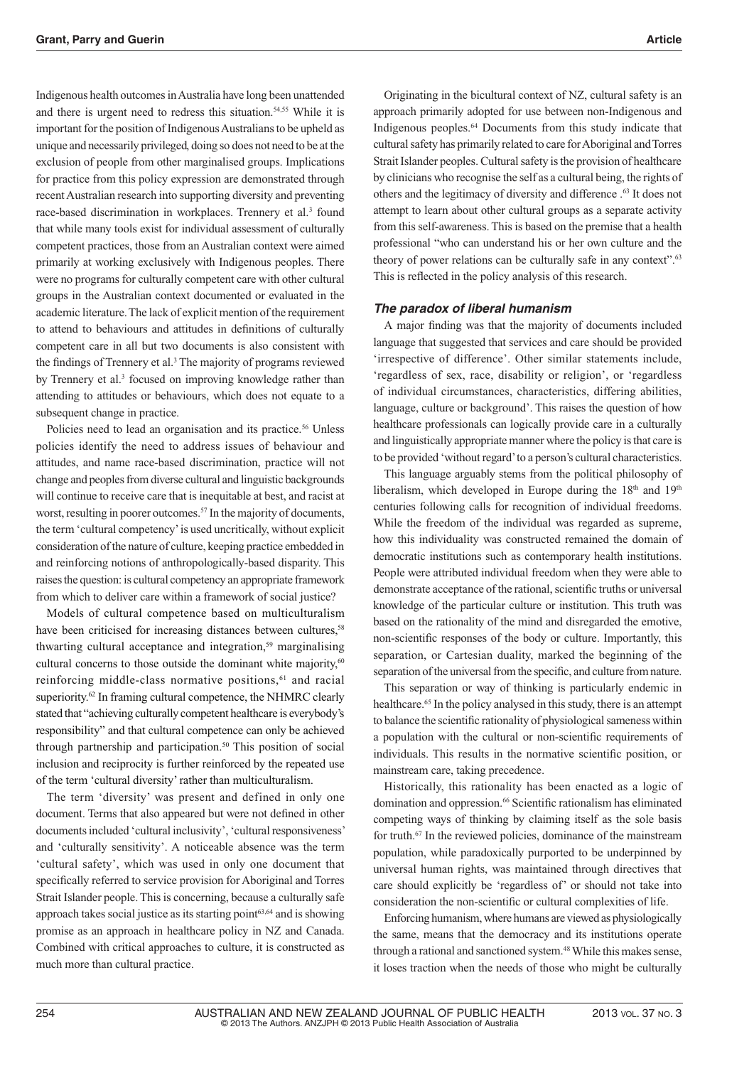Indigenous health outcomes in Australia have long been unattended and there is urgent need to redress this situation.[54,55] While it is important for the position of Indigenous Australians to be upheld as unique and necessarily privileged, doing so does not need to be at the exclusion of people from other marginalised groups. Implications for practice from this policy expression are demonstrated through recent Australian research into supporting diversity and preventing race-based discrimination in workplaces. Trennery et al.[3] found that while many tools exist for individual assessment of culturally competent practices, those from an Australian context were aimed primarily at working exclusively with Indigenous peoples. There were no programs for culturally competent care with other cultural groups in the Australian context documented or evaluated in the academic literature. The lack of explicit mention of the requirement to attend to behaviours and attitudes in definitions of culturally competent care in all but two documents is also consistent with the findings of Trennery et al.[3] The majority of programs reviewed by Trennery et al.[3] focused on improving knowledge rather than attending to attitudes or behaviours, which does not equate to a subsequent change in practice.

Policies need to lead an organisation and its practice.[56] Unless policies identify the need to address issues of behaviour and attitudes, and name race-based discrimination, practice will not change and peoples from diverse cultural and linguistic backgrounds will continue to receive care that is inequitable at best, and racist at worst, resulting in poorer outcomes.[57] In the majority of documents, the term 'cultural competency' is used uncritically, without explicit consideration of the nature of culture, keeping practice embedded in and reinforcing notions of anthropologically-based disparity. This raises the question: is cultural competency an appropriate framework from which to deliver care within a framework of social justice?

Models of cultural competence based on multiculturalism have been criticised for increasing distances between cultures,[58] thwarting cultural acceptance and integration,[59] marginalising cultural concerns to those outside the dominant white majority,[60] reinforcing middle-class normative positions,[61] and racial superiority.[62] In framing cultural competence, the NHMRC clearly stated that "achieving culturally competent healthcare is everybody's responsibility" and that cultural competence can only be achieved through partnership and participation.[50] This position of social inclusion and reciprocity is further reinforced by the repeated use of the term 'cultural diversity' rather than multiculturalism.

The term 'diversity' was present and defined in only one document. Terms that also appeared but were not defined in other documents included 'cultural inclusivity', 'cultural responsiveness' and 'culturally sensitivity'. A noticeable absence was the term 'cultural safety', which was used in only one document that specifically referred to service provision for Aboriginal and Torres Strait Islander people. This is concerning, because a culturally safe approach takes social justice as its starting point[63,64] and is showing promise as an approach in healthcare policy in NZ and Canada. Combined with critical approaches to culture, it is constructed as much more than cultural practice.

Originating in the bicultural context of NZ, cultural safety is an approach primarily adopted for use between non-Indigenous and Indigenous peoples.[64] Documents from this study indicate that cultural safety has primarily related to care for Aboriginal and Torres Strait Islander peoples. Cultural safety is the provision of healthcare by clinicians who recognise the self as a cultural being, the rights of others and the legitimacy of diversity and difference .[63] It does not attempt to learn about other cultural groups as a separate activity from this self-awareness. This is based on the premise that a health professional "who can understand his or her own culture and the theory of power relations can be culturally safe in any context".[63] This is reflected in the policy analysis of this research.

### *The paradox of liberal humanism*

A major finding was that the majority of documents included language that suggested that services and care should be provided 'irrespective of difference'. Other similar statements include, 'regardless of sex, race, disability or religion', or 'regardless of individual circumstances, characteristics, differing abilities, language, culture or background'. This raises the question of how healthcare professionals can logically provide care in a culturally and linguistically appropriate manner where the policy is that care is to be provided 'without regard' to a person's cultural characteristics.

This language arguably stems from the political philosophy of liberalism, which developed in Europe during the 18th and 19th centuries following calls for recognition of individual freedoms. While the freedom of the individual was regarded as supreme, how this individuality was constructed remained the domain of democratic institutions such as contemporary health institutions. People were attributed individual freedom when they were able to demonstrate acceptance of the rational, scientific truths or universal knowledge of the particular culture or institution. This truth was based on the rationality of the mind and disregarded the emotive, non-scientific responses of the body or culture. Importantly, this separation, or Cartesian duality, marked the beginning of the separation of the universal from the specific, and culture from nature.

This separation or way of thinking is particularly endemic in healthcare.[65] In the policy analysed in this study, there is an attempt to balance the scientific rationality of physiological sameness within a population with the cultural or non-scientific requirements of individuals. This results in the normative scientific position, or mainstream care, taking precedence.

Historically, this rationality has been enacted as a logic of domination and oppression.[66] Scientific rationalism has eliminated competing ways of thinking by claiming itself as the sole basis for truth.[67] In the reviewed policies, dominance of the mainstream population, while paradoxically purported to be underpinned by universal human rights, was maintained through directives that care should explicitly be 'regardless of' or should not take into consideration the non-scientific or cultural complexities of life.

Enforcing humanism, where humans are viewed as physiologically the same, means that the democracy and its institutions operate through a rational and sanctioned system.[48] While this makes sense, it loses traction when the needs of those who might be culturally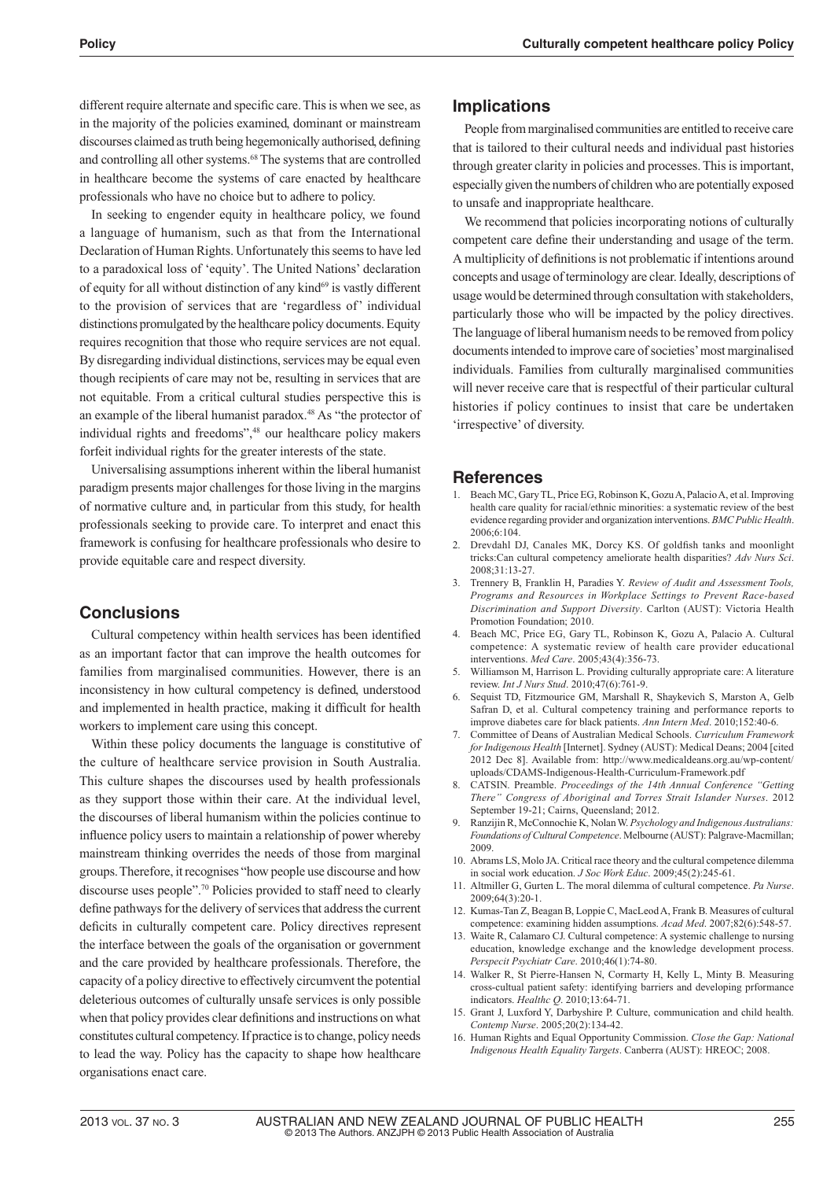different require alternate and specific care. This is when we see, as in the majority of the policies examined, dominant or mainstream discourses claimed as truth being hegemonically authorised, defining and controlling all other systems.[68] The systems that are controlled in healthcare become the systems of care enacted by healthcare professionals who have no choice but to adhere to policy.

In seeking to engender equity in healthcare policy, we found a language of humanism, such as that from the International Declaration of Human Rights. Unfortunately this seems to have led to a paradoxical loss of 'equity'. The United Nations' declaration of equity for all without distinction of any kind[69] is vastly different to the provision of services that are 'regardless of' individual distinctions promulgated by the healthcare policy documents. Equity requires recognition that those who require services are not equal. By disregarding individual distinctions, services may be equal even though recipients of care may not be, resulting in services that are not equitable. From a critical cultural studies perspective this is an example of the liberal humanist paradox.[48] As "the protector of individual rights and freedoms",[48] our healthcare policy makers forfeit individual rights for the greater interests of the state.

Universalising assumptions inherent within the liberal humanist paradigm presents major challenges for those living in the margins of normative culture and, in particular from this study, for health professionals seeking to provide care. To interpret and enact this framework is confusing for healthcare professionals who desire to provide equitable care and respect diversity.

## Conclusions

Cultural competency within health services has been identified as an important factor that can improve the health outcomes for families from marginalised communities. However, there is an inconsistency in how cultural competency is defined, understood and implemented in health practice, making it difficult for health workers to implement care using this concept.

Within these policy documents the language is constitutive of the culture of healthcare service provision in South Australia. This culture shapes the discourses used by health professionals as they support those within their care. At the individual level, the discourses of liberal humanism within the policies continue to influence policy users to maintain a relationship of power whereby mainstream thinking overrides the needs of those from marginal groups. Therefore, it recognises "how people use discourse and how discourse uses people".[70] Policies provided to staff need to clearly define pathways for the delivery of services that address the current deficits in culturally competent care. Policy directives represent the interface between the goals of the organisation or government and the care provided by healthcare professionals. Therefore, the capacity of a policy directive to effectively circumvent the potential deleterious outcomes of culturally unsafe services is only possible when that policy provides clear definitions and instructions on what constitutes cultural competency. If practice is to change, policy needs to lead the way. Policy has the capacity to shape how healthcare organisations enact care.

## Implications

People from marginalised communities are entitled to receive care that is tailored to their cultural needs and individual past histories through greater clarity in policies and processes. This is important, especially given the numbers of children who are potentially exposed to unsafe and inappropriate healthcare.

We recommend that policies incorporating notions of culturally competent care define their understanding and usage of the term. A multiplicity of definitions is not problematic if intentions around concepts and usage of terminology are clear. Ideally, descriptions of usage would be determined through consultation with stakeholders, particularly those who will be impacted by the policy directives. The language of liberal humanism needs to be removed from policy documents intended to improve care of societies' most marginalised individuals. Families from culturally marginalised communities will never receive care that is respectful of their particular cultural histories if policy continues to insist that care be undertaken 'irrespective' of diversity.

## References

1. Beach MC, Gary TL, Price EG, Robinson K, Gozu A, Palacio A, et al. Improving health care quality for racial/ethnic minorities: a systematic review of the best evidence regarding provider and organization interventions. *BMC Public Health*. 2006;6:104.
2. Drevdahl DJ, Canales MK, Dorcy KS. Of goldfish tanks and moonlight tricks:Can cultural competency ameliorate health disparities? *Adv Nurs Sci*. 2008;31:13-27.
3. Trennery B, Franklin H, Paradies Y. *Review of Audit and Assessment Tools, Programs and Resources in Workplace Settings to Prevent Race-based Discrimination and Support Diversity*. Carlton (AUST): Victoria Health Promotion Foundation; 2010.
4. Beach MC, Price EG, Gary TL, Robinson K, Gozu A, Palacio A. Cultural competence: A systematic review of health care provider educational interventions. *Med Care*. 2005;43(4):356-73.
5. Williamson M, Harrison L. Providing culturally appropriate care: A literature review. *Int J Nurs Stud*. 2010;47(6):761-9.
6. Sequist TD, Fitzmourice GM, Marshall R, Shaykevich S, Marston A, Gelb Safran D, et al. Cultural competency training and performance reports to improve diabetes care for black patients. *Ann Intern Med*. 2010;152:40-6.
7. Committee of Deans of Australian Medical Schools. *Curriculum Framework for Indigenous Health* [Internet]. Sydney (AUST): Medical Deans; 2004 [cited 2012 Dec 8]. Available from: http://www.medicaldeans.org.au/wp-content/uploads/CDAMS-Indigenous-Health-Curriculum-Framework.pdf
8. CATSIN. Preamble. *Proceedings of the 14th Annual Conference "Getting There" Congress of Aboriginal and Torres Strait Islander Nurses*. 2012 September 19-21; Cairns, Queensland; 2012.
9. Ranzijin R, McConnochie K, Nolan W. *Psychology and Indigenous Australians: Foundations of Cultural Competence*. Melbourne (AUST): Palgrave-Macmillan; 2009.
10. Abrams LS, Molo JA. Critical race theory and the cultural competence dilemma in social work education. *J Soc Work Educ*. 2009;45(2):245-61.
11. Altmiller G, Gurten L. The moral dilemma of cultural competence. *Pa Nurse*. 2009;64(3):20-1.
12. Kumas-Tan Z, Beagan B, Loppie C, MacLeod A, Frank B. Measures of cultural competence: examining hidden assumptions. *Acad Med*. 2007;82(6):548-57.
13. Waite R, Calamaro CJ. Cultural competence: A systemic challenge to nursing education, knowledge exchange and the knowledge development process. *Perspect Psychiatr Care*. 2010;46(1):74-80.
14. Walker R, St Pierre-Hansen N, Cormarty H, Kelly L, Minty B. Measuring cross-cultual patient safety: identifying barriers and developing prformance indicators. *Healthc Q*. 2010;13:64-71.
15. Grant J, Luxford Y, Darbyshire P. Culture, communication and child health. *Contemp Nurse*. 2005;20(2):134-42.
16. Human Rights and Equal Opportunity Commission. *Close the Gap: National Indigenous Health Equality Targets*. Canberra (AUST): HREOC; 2008.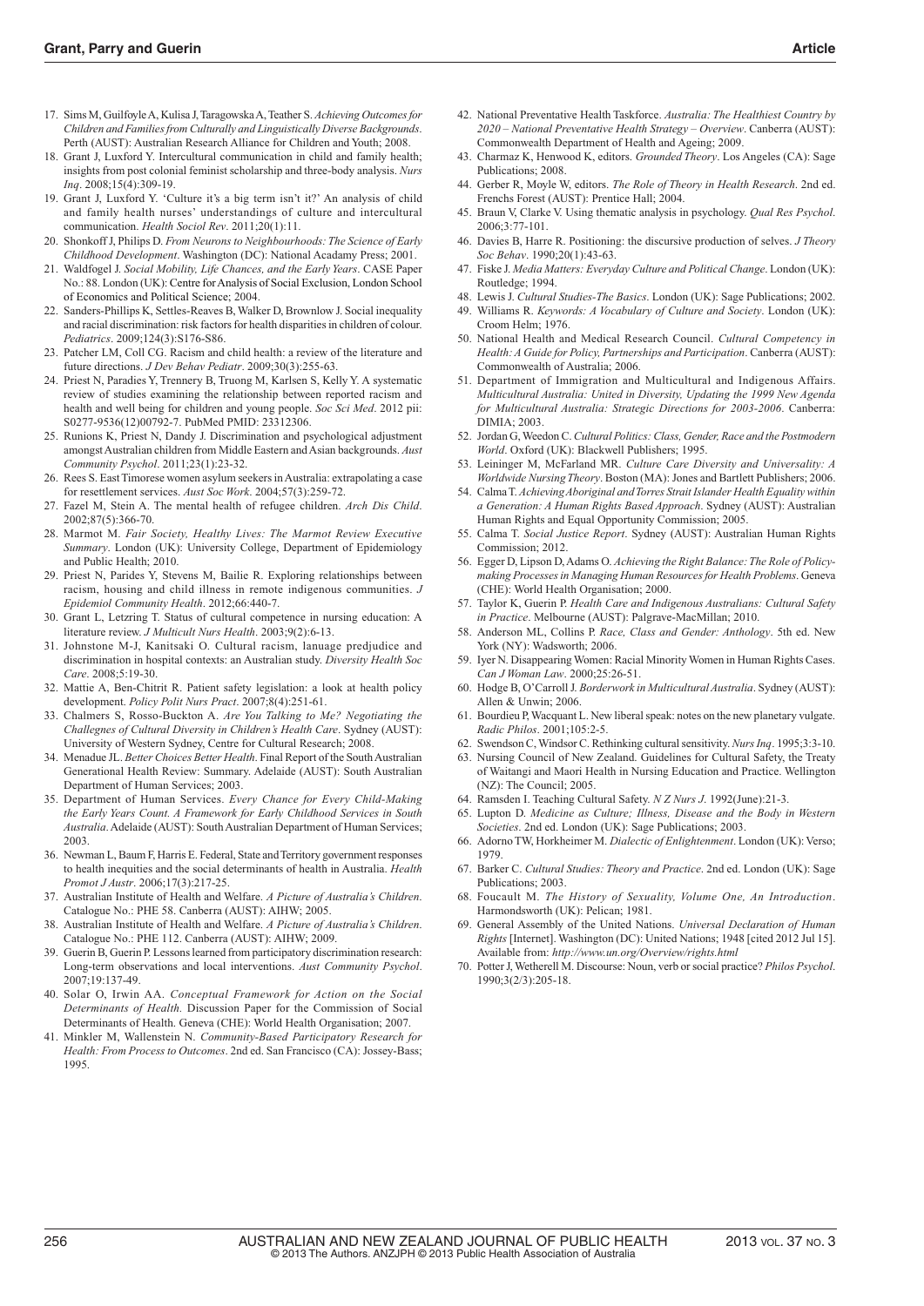17. Sims M, Guilfoyle A, Kulisa J, Taragowska A, Teather S. *Achieving Outcomes for Children and Families from Culturally and Linguistically Diverse Backgrounds*. Perth (AUST): Australian Research Alliance for Children and Youth; 2008.
18. Grant J, Luxford Y. Intercultural communication in child and family health; insights from post colonial feminist scholarship and three-body analysis. *Nurs Inq*. 2008;15(4):309-19.
19. Grant J, Luxford Y. 'Culture it's a big term isn't it?' An analysis of child and family health nurses' understandings of culture and intercultural communication. *Health Sociol Rev*. 2011;20(1):11.
20. Shonkoff J, Philips D. *From Neurons to Neighbourhoods: The Science of Early Childhood Development*. Washington (DC): National Acadamy Press; 2001.
21. Waldfogel J. *Social Mobility, Life Chances, and the Early Years*. CASE Paper No.: 88. London (UK): Centre for Analysis of Social Exclusion, London School of Economics and Political Science; 2004.
22. Sanders-Phillips K, Settles-Reaves B, Walker D, Brownlow J. Social inequality and racial discrimination: risk factors for health disparities in children of colour. *Pediatrics*. 2009;124(3):S176-S86.
23. Patcher LM, Coll CG. Racism and child health: a review of the literature and future directions. *J Dev Behav Pediatr*. 2009;30(3):255-63.
24. Priest N, Paradies Y, Trennery B, Truong M, Karlsen S, Kelly Y. A systematic review of studies examining the relationship between reported racism and health and well being for children and young people. *Soc Sci Med*. 2012 pii: S0277-9536(12)00792-7. PubMed PMID: 23312306.
25. Runions K, Priest N, Dandy J. Discrimination and psychological adjustment amongst Australian children from Middle Eastern and Asian backgrounds. *Aust Community Psychol*. 2011;23(1):23-32.
26. Rees S. East Timorese women asylum seekers in Australia: extrapolating a case for resettlement services. *Aust Soc Work*. 2004;57(3):259-72.
27. Fazel M, Stein A. The mental health of refugee children. *Arch Dis Child*. 2002;87(5):366-70.
28. Marmot M. *Fair Society, Healthy Lives: The Marmot Review Executive Summary*. London (UK): University College, Department of Epidemiology and Public Health; 2010.
29. Priest N, Parides Y, Stevens M, Bailie R. Exploring relationships between racism, housing and child illness in remote indigenous communities. *J Epidemiol Community Health*. 2012;66:440-7.
30. Grant L, Letzring T. Status of cultural competence in nursing education: A literature review. *J Multicult Nurs Health*. 2003;9(2):6-13.
31. Johnstone M-J, Kanitsaki O. Cultural racism, lanuage predjudice and discrimination in hospital contexts: an Australian study. *Diversity Health Soc Care*. 2008;5:19-30.
32. Mattie A, Ben-Chitrit R. Patient safety legislation: a look at health policy development. *Policy Polit Nurs Pract*. 2007;8(4):251-61.
33. Chalmers S, Rosso-Buckton A. *Are You Talking to Me? Negotiating the Challegnes of Cultural Diversity in Children's Health Care*. Sydney (AUST): University of Western Sydney, Centre for Cultural Research; 2008.
34. Menadue JL. *Better Choices Better Health*. Final Report of the South Australian Generational Health Review: Summary. Adelaide (AUST): South Australian Department of Human Services; 2003.
35. Department of Human Services. *Every Chance for Every Child-Making the Early Years Count. A Framework for Early Childhood Services in South Australia*. Adelaide (AUST): South Australian Department of Human Services; 2003.
36. Newman L, Baum F, Harris E. Federal, State and Territory government responses to health inequities and the social determinants of health in Australia. *Health Promot J Austr*. 2006;17(3):217-25.
37. Australian Institute of Health and Welfare. *A Picture of Australia's Children*. Catalogue No.: PHE 58. Canberra (AUST): AIHW; 2005.
38. Australian Institute of Health and Welfare. *A Picture of Australia's Children*. Catalogue No.: PHE 112. Canberra (AUST): AIHW; 2009.
39. Guerin B, Guerin P. Lessons learned from participatory discrimination research: Long-term observations and local interventions. *Aust Community Psychol*. 2007;19:137-49.
40. Solar O, Irwin AA. *Conceptual Framework for Action on the Social Determinants of Health*. Discussion Paper for the Commission of Social Determinants of Health. Geneva (CHE): World Health Organisation; 2007.
41. Minkler M, Wallenstein N. *Community-Based Participatory Research for Health: From Process to Outcomes*. 2nd ed. San Francisco (CA): Jossey-Bass; 1995.
42. National Preventative Health Taskforce. *Australia: The Healthiest Country by 2020 – National Preventative Health Strategy – Overview*. Canberra (AUST): Commonwealth Department of Health and Ageing; 2009.
43. Charmaz K, Henwood K, editors. *Grounded Theory*. Los Angeles (CA): Sage Publications; 2008.
44. Gerber R, Moyle W, editors. *The Role of Theory in Health Research*. 2nd ed. Frenchs Forest (AUST): Prentice Hall; 2004.
45. Braun V, Clarke V. Using thematic analysis in psychology. *Qual Res Psychol*. 2006;3:77-101.
46. Davies B, Harre R. Positioning: the discursive production of selves. *J Theory Soc Behav*. 1990;20(1):43-63.
47. Fiske J. *Media Matters: Everyday Culture and Political Change*. London (UK): Routledge; 1994.
48. Lewis J. *Cultural Studies-The Basics*. London (UK): Sage Publications; 2002.
49. Williams R. *Keywords: A Vocabulary of Culture and Society*. London (UK): Croom Helm; 1976.
50. National Health and Medical Research Council. *Cultural Competency in Health: A Guide for Policy, Partnerships and Participation*. Canberra (AUST): Commonwealth of Australia; 2006.
51. Department of Immigration and Multicultural and Indigenous Affairs. *Multicultural Australia: United in Diversity, Updating the 1999 New Agenda for Multicultural Australia: Strategic Directions for 2003-2006*. Canberra: DIMIA; 2003.
52. Jordan G, Weedon C. *Cultural Politics: Class, Gender, Race and the Postmodern World*. Oxford (UK): Blackwell Publishers; 1995.
53. Leininger M, McFarland MR. *Culture Care Diversity and Universality: A Worldwide Nursing Theory*. Boston (MA): Jones and Bartlett Publishers; 2006.
54. Calma T. *Achieving Aboriginal and Torres Strait Islander Health Equality within a Generation: A Human Rights Based Approach*. Sydney (AUST): Australian Human Rights and Equal Opportunity Commission; 2005.
55. Calma T. *Social Justice Report*. Sydney (AUST): Australian Human Rights Commission; 2012.
56. Egger D, Lipson D, Adams O. *Achieving the Right Balance: The Role of Policy-making Processes in Managing Human Resources for Health Problems*. Geneva (CHE): World Health Organisation; 2000.
57. Taylor K, Guerin P. *Health Care and Indigenous Australians: Cultural Safety in Practice*. Melbourne (AUST): Palgrave-MacMillan; 2010.
58. Anderson ML, Collins P. *Race, Class and Gender: Anthology*. 5th ed. New York (NY): Wadsworth; 2006.
59. Iyer N. Disappearing Women: Racial Minority Women in Human Rights Cases. *Can J Woman Law*. 2000;25:26-51.
60. Hodge B, O'Carroll J. *Borderwork in Multicultural Australia*. Sydney (AUST): Allen & Unwin; 2006.
61. Bourdieu P, Wacquant L. New liberal speak: notes on the new planetary vulgate. *Radic Philos*. 2001;105:2-5.
62. Swendson C, Windsor C. Rethinking cultural sensitivity. *Nurs Inq*. 1995;3:3-10.
63. Nursing Council of New Zealand. Guidelines for Cultural Safety, the Treaty of Waitangi and Maori Health in Nursing Education and Practice. Wellington (NZ): The Council; 2005.
64. Ramsden I. Teaching Cultural Safety. *N Z Nurs J*. 1992(June):21-3.
65. Lupton D. *Medicine as Culture; Illness, Disease and the Body in Western Societies*. 2nd ed. London (UK): Sage Publications; 2003.
66. Adorno TW, Horkheimer M. *Dialectic of Enlightenment*. London (UK): Verso; 1979.
67. Barker C. *Cultural Studies: Theory and Practice*. 2nd ed. London (UK): Sage Publications; 2003.
68. Foucault M. *The History of Sexuality, Volume One, An Introduction*. Harmondsworth (UK): Pelican; 1981.
69. General Assembly of the United Nations. *Universal Declaration of Human Rights* [Internet]. Washington (DC): United Nations; 1948 [cited 2012 Jul 15]. Available from: *http://www.un.org/Overview/rights.html*
70. Potter J, Wetherell M. Discourse: Noun, verb or social practice? *Philos Psychol*. 1990;3(2/3):205-18.